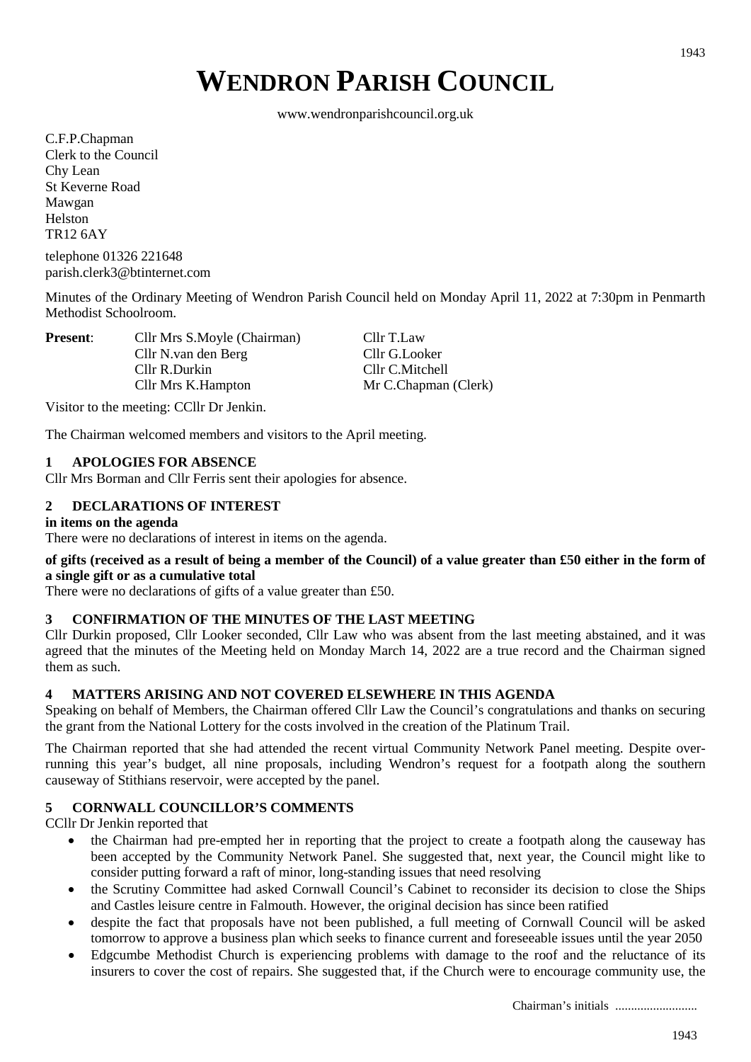# WENDRON PARISH COUNCIL

www.wendronparishcouncil.org.uk

C.F.P.Chapman
Clerk to the Council
Chy Lean
St Keverne Road
Mawgan
Helston
TR12 6AY

telephone 01326 221648
parish.clerk3@btinternet.com

Minutes of the Ordinary Meeting of Wendron Parish Council held on Monday April 11, 2022 at 7:30pm in Penmarth Methodist Schoolroom.

| **Present**: | Cllr Mrs S.Moyle (Chairman) | Cllr T.Law |
|---|---|---|
| | Cllr N.van den Berg | Cllr G.Looker |
| | Cllr R.Durkin | Cllr C.Mitchell |
| | Cllr Mrs K.Hampton | Mr C.Chapman (Clerk) |

Visitor to the meeting: CCllr Dr Jenkin.

The Chairman welcomed members and visitors to the April meeting.

### 1 APOLOGIES FOR ABSENCE

Cllr Mrs Borman and Cllr Ferris sent their apologies for absence.

### 2 DECLARATIONS OF INTEREST

**in items on the agenda**

There were no declarations of interest in items on the agenda.

**of gifts (received as a result of being a member of the Council) of a value greater than £50 either in the form of a single gift or as a cumulative total**

There were no declarations of gifts of a value greater than £50.

### 3 CONFIRMATION OF THE MINUTES OF THE LAST MEETING

Cllr Durkin proposed, Cllr Looker seconded, Cllr Law who was absent from the last meeting abstained, and it was agreed that the minutes of the Meeting held on Monday March 14, 2022 are a true record and the Chairman signed them as such.

### 4 MATTERS ARISING AND NOT COVERED ELSEWHERE IN THIS AGENDA

Speaking on behalf of Members, the Chairman offered Cllr Law the Council's congratulations and thanks on securing the grant from the National Lottery for the costs involved in the creation of the Platinum Trail.

The Chairman reported that she had attended the recent virtual Community Network Panel meeting. Despite over-running this year's budget, all nine proposals, including Wendron's request for a footpath along the southern causeway of Stithians reservoir, were accepted by the panel.

### 5 CORNWALL COUNCILLOR'S COMMENTS

CCllr Dr Jenkin reported that

- the Chairman had pre-empted her in reporting that the project to create a footpath along the causeway has been accepted by the Community Network Panel. She suggested that, next year, the Council might like to consider putting forward a raft of minor, long-standing issues that need resolving
- the Scrutiny Committee had asked Cornwall Council's Cabinet to reconsider its decision to close the Ships and Castles leisure centre in Falmouth. However, the original decision has since been ratified
- despite the fact that proposals have not been published, a full meeting of Cornwall Council will be asked tomorrow to approve a business plan which seeks to finance current and foreseeable issues until the year 2050
- Edgcumbe Methodist Church is experiencing problems with damage to the roof and the reluctance of its insurers to cover the cost of repairs. She suggested that, if the Church were to encourage community use, the

Chairman's initials ..........................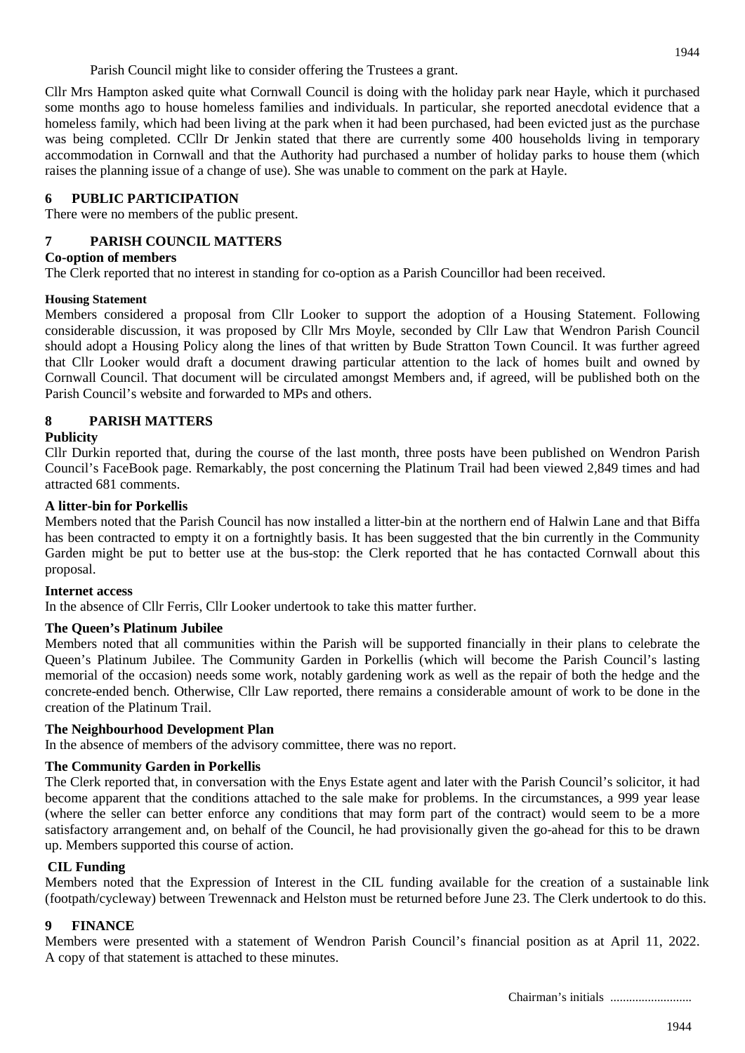Parish Council might like to consider offering the Trustees a grant.

Cllr Mrs Hampton asked quite what Cornwall Council is doing with the holiday park near Hayle, which it purchased some months ago to house homeless families and individuals. In particular, she reported anecdotal evidence that a homeless family, which had been living at the park when it had been purchased, had been evicted just as the purchase was being completed. CCllr Dr Jenkin stated that there are currently some 400 households living in temporary accommodation in Cornwall and that the Authority had purchased a number of holiday parks to house them (which raises the planning issue of a change of use). She was unable to comment on the park at Hayle.

## 6 PUBLIC PARTICIPATION

There were no members of the public present.

## 7 PARISH COUNCIL MATTERS

**Co-option of members**

The Clerk reported that no interest in standing for co-option as a Parish Councillor had been received.

**Housing Statement**

Members considered a proposal from Cllr Looker to support the adoption of a Housing Statement. Following considerable discussion, it was proposed by Cllr Mrs Moyle, seconded by Cllr Law that Wendron Parish Council should adopt a Housing Policy along the lines of that written by Bude Stratton Town Council. It was further agreed that Cllr Looker would draft a document drawing particular attention to the lack of homes built and owned by Cornwall Council. That document will be circulated amongst Members and, if agreed, will be published both on the Parish Council's website and forwarded to MPs and others.

## 8 PARISH MATTERS

**Publicity**

Cllr Durkin reported that, during the course of the last month, three posts have been published on Wendron Parish Council's FaceBook page. Remarkably, the post concerning the Platinum Trail had been viewed 2,849 times and had attracted 681 comments.

**A litter-bin for Porkellis**

Members noted that the Parish Council has now installed a litter-bin at the northern end of Halwin Lane and that Biffa has been contracted to empty it on a fortnightly basis. It has been suggested that the bin currently in the Community Garden might be put to better use at the bus-stop: the Clerk reported that he has contacted Cornwall about this proposal.

**Internet access**

In the absence of Cllr Ferris, Cllr Looker undertook to take this matter further.

**The Queen's Platinum Jubilee**

Members noted that all communities within the Parish will be supported financially in their plans to celebrate the Queen's Platinum Jubilee. The Community Garden in Porkellis (which will become the Parish Council's lasting memorial of the occasion) needs some work, notably gardening work as well as the repair of both the hedge and the concrete-ended bench. Otherwise, Cllr Law reported, there remains a considerable amount of work to be done in the creation of the Platinum Trail.

**The Neighbourhood Development Plan**

In the absence of members of the advisory committee, there was no report.

**The Community Garden in Porkellis**

The Clerk reported that, in conversation with the Enys Estate agent and later with the Parish Council's solicitor, it had become apparent that the conditions attached to the sale make for problems. In the circumstances, a 999 year lease (where the seller can better enforce any conditions that may form part of the contract) would seem to be a more satisfactory arrangement and, on behalf of the Council, he had provisionally given the go-ahead for this to be drawn up. Members supported this course of action.

**CIL Funding**

Members noted that the Expression of Interest in the CIL funding available for the creation of a sustainable link (footpath/cycleway) between Trewennack and Helston must be returned before June 23. The Clerk undertook to do this.

## 9 FINANCE

Members were presented with a statement of Wendron Parish Council's financial position as at April 11, 2022. A copy of that statement is attached to these minutes.

Chairman's initials .........................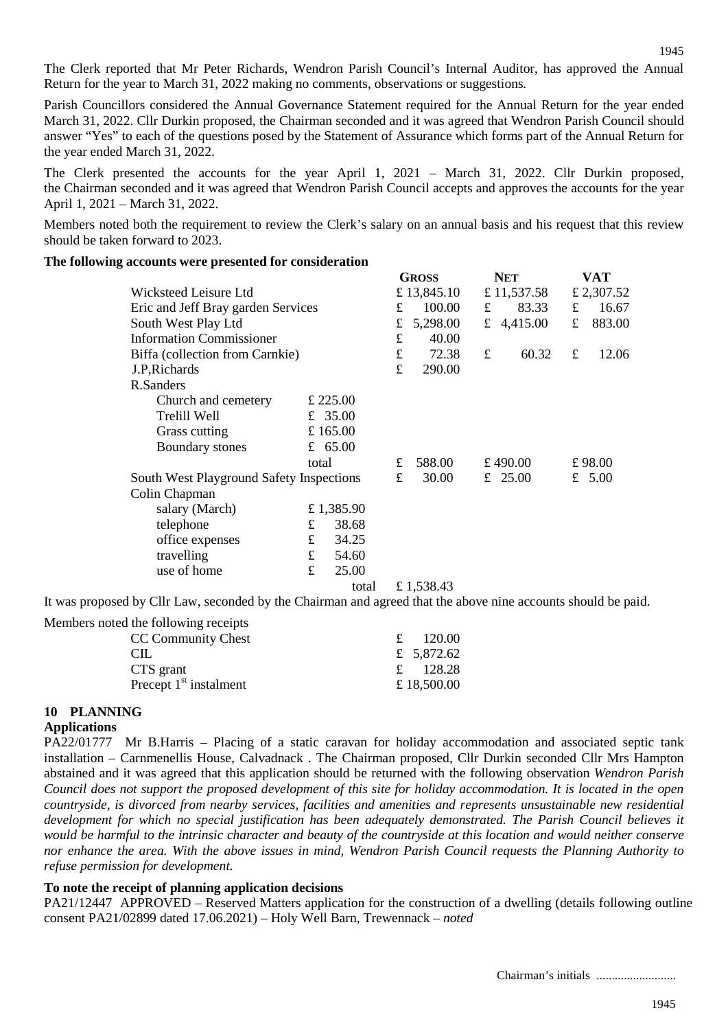The Clerk reported that Mr Peter Richards, Wendron Parish Council's Internal Auditor, has approved the Annual Return for the year to March 31, 2022 making no comments, observations or suggestions.

Parish Councillors considered the Annual Governance Statement required for the Annual Return for the year ended March 31, 2022. Cllr Durkin proposed, the Chairman seconded and it was agreed that Wendron Parish Council should answer "Yes" to each of the questions posed by the Statement of Assurance which forms part of the Annual Return for the year ended March 31, 2022.

The Clerk presented the accounts for the year April 1, 2021 – March 31, 2022. Cllr Durkin proposed, the Chairman seconded and it was agreed that Wendron Parish Council accepts and approves the accounts for the year April 1, 2021 – March 31, 2022.

Members noted both the requirement to review the Clerk's salary on an annual basis and his request that this review should be taken forward to 2023.

**The following accounts were presented for consideration**

| | | Gross | Net | VAT |
|---|---|---|---|---|
| Wicksteed Leisure Ltd | | £ 13,845.10 | £ 11,537.58 | £ 2,307.52 |
| Eric and Jeff Bray garden Services | | £ 100.00 | £ 83.33 | £ 16.67 |
| South West Play Ltd | | £ 5,298.00 | £ 4,415.00 | £ 883.00 |
| Information Commissioner | | £ 40.00 | | |
| Biffa (collection from Carnkie) | | £ 72.38 | £ 60.32 | £ 12.06 |
| J.P,Richards | | £ 290.00 | | |
| R.Sanders | | | | |
| Church and cemetery | £ 225.00 | | | |
| Trelill Well | £ 35.00 | | | |
| Grass cutting | £ 165.00 | | | |
| Boundary stones | £ 65.00 | | | |
| | total | £ 588.00 | £ 490.00 | £ 98.00 |
| South West Playground Safety Inspections | | £ 30.00 | £ 25.00 | £ 5.00 |
| Colin Chapman | | | | |
| salary (March) | £ 1,385.90 | | | |
| telephone | £ 38.68 | | | |
| office expenses | £ 34.25 | | | |
| travelling | £ 54.60 | | | |
| use of home | £ 25.00 | | | |
| | total | £ 1,538.43 | | |

It was proposed by Cllr Law, seconded by the Chairman and agreed that the above nine accounts should be paid.

Members noted the following receipts

| | |
|---|---|
| CC Community Chest | £ 120.00 |
| CIL | £ 5,872.62 |
| CTS grant | £ 128.28 |
| Precept 1st instalment | £ 18,500.00 |

## 10 PLANNING

**Applications**

PA22/01777 Mr B.Harris – Placing of a static caravan for holiday accommodation and associated septic tank installation – Carnmenellis House, Calvadnack . The Chairman proposed, Cllr Durkin seconded Cllr Mrs Hampton abstained and it was agreed that this application should be returned with the following observation *Wendron Parish Council does not support the proposed development of this site for holiday accommodation. It is located in the open countryside, is divorced from nearby services, facilities and amenities and represents unsustainable new residential development for which no special justification has been adequately demonstrated. The Parish Council believes it would be harmful to the intrinsic character and beauty of the countryside at this location and would neither conserve nor enhance the area. With the above issues in mind, Wendron Parish Council requests the Planning Authority to refuse permission for development.*

**To note the receipt of planning application decisions**

PA21/12447 APPROVED – Reserved Matters application for the construction of a dwelling (details following outline consent PA21/02899 dated 17.06.2021) – Holy Well Barn, Trewennack – *noted*

Chairman's initials .........................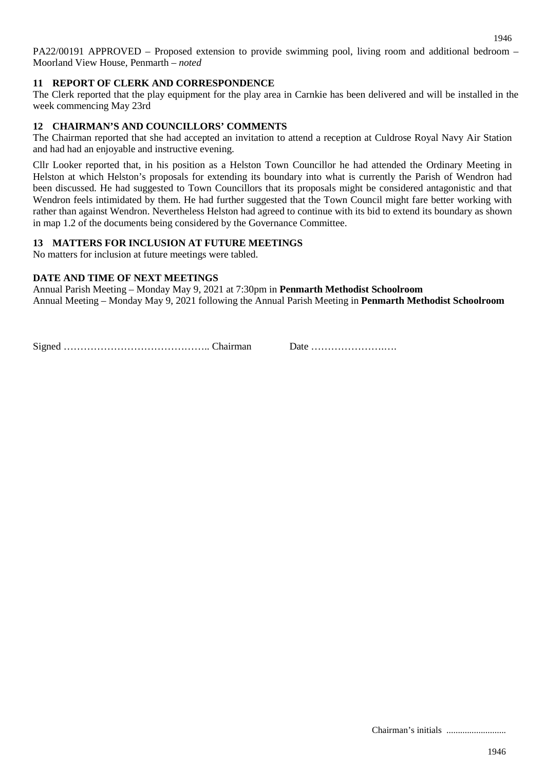PA22/00191 APPROVED – Proposed extension to provide swimming pool, living room and additional bedroom – Moorland View House, Penmarth – *noted*

## 11 REPORT OF CLERK AND CORRESPONDENCE

The Clerk reported that the play equipment for the play area in Carnkie has been delivered and will be installed in the week commencing May 23rd

## 12 CHAIRMAN'S AND COUNCILLORS' COMMENTS

The Chairman reported that she had accepted an invitation to attend a reception at Culdrose Royal Navy Air Station and had had an enjoyable and instructive evening.

Cllr Looker reported that, in his position as a Helston Town Councillor he had attended the Ordinary Meeting in Helston at which Helston's proposals for extending its boundary into what is currently the Parish of Wendron had been discussed. He had suggested to Town Councillors that its proposals might be considered antagonistic and that Wendron feels intimidated by them. He had further suggested that the Town Council might fare better working with rather than against Wendron. Nevertheless Helston had agreed to continue with its bid to extend its boundary as shown in map 1.2 of the documents being considered by the Governance Committee.

## 13 MATTERS FOR INCLUSION AT FUTURE MEETINGS

No matters for inclusion at future meetings were tabled.

## DATE AND TIME OF NEXT MEETINGS

Annual Parish Meeting – Monday May 9, 2021 at 7:30pm in **Penmarth Methodist Schoolroom**
Annual Meeting – Monday May 9, 2021 following the Annual Parish Meeting in **Penmarth Methodist Schoolroom**

Signed …………………………………….. Chairman Date …………………….….

Chairman's initials ..........................